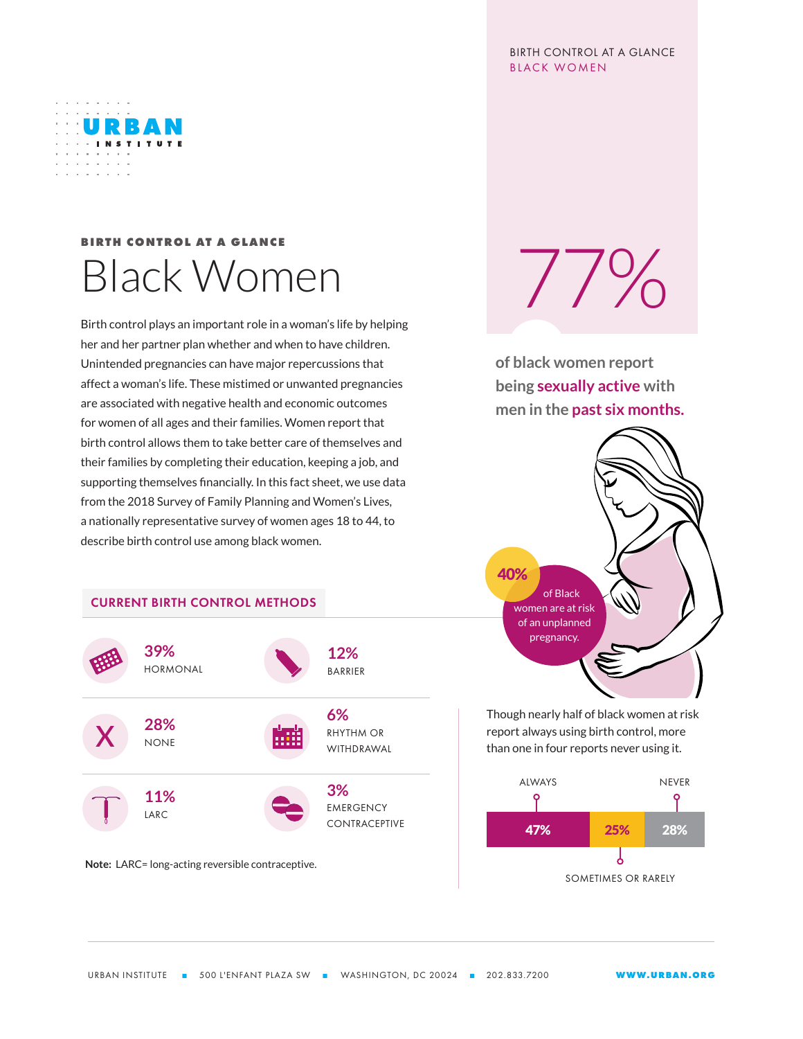BIRTH CONTROL AT A GLANCE
BLACK WOMEN

URBAN INSTITUTE

**BIRTH CONTROL AT A GLANCE**

# Black Women

Birth control plays an important role in a woman's life by helping her and her partner plan whether and when to have children. Unintended pregnancies can have major repercussions that affect a woman's life. These mistimed or unwanted pregnancies are associated with negative health and economic outcomes for women of all ages and their families. Women report that birth control allows them to take better care of themselves and their families by completing their education, keeping a job, and supporting themselves financially. In this fact sheet, we use data from the 2018 Survey of Family Planning and Women's Lives, a nationally representative survey of women ages 18 to 44, to describe birth control use among black women.

77%

of black women report being **sexually active** with men in the **past six months.**

**40%** of Black women are at risk of an unplanned pregnancy.

## CURRENT BIRTH CONTROL METHODS

**39%** HORMONAL

**12%** BARRIER

**28%** NONE

**6%** RHYTHM OR WITHDRAWAL

**11%** LARC

**3%** EMERGENCY CONTRACEPTIVE

**Note:** LARC= long-acting reversible contraceptive.

Though nearly half of black women at risk report always using birth control, more than one in four reports never using it.

ALWAYS
NEVER
47%
25%
28%
SOMETIMES OR RARELY

URBAN INSTITUTE ■ 500 L'ENFANT PLAZA SW ■ WASHINGTON, DC 20024 ■ 202.833.7200 WWW.URBAN.ORG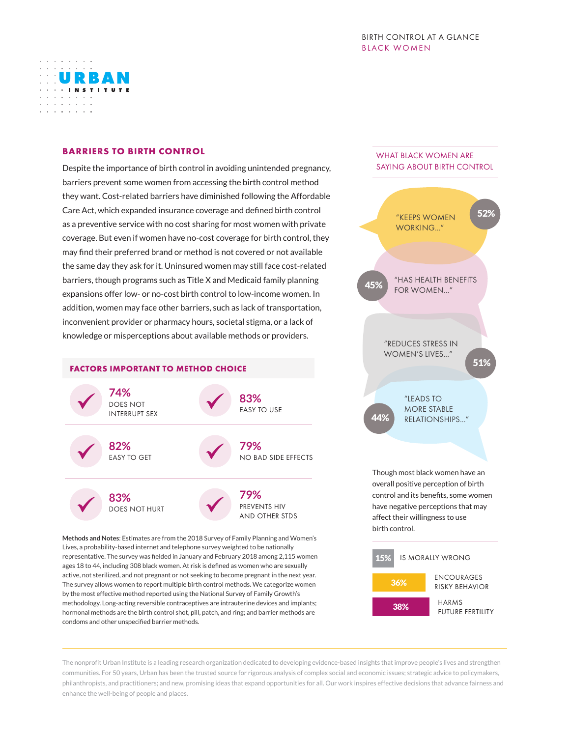## BARRIERS TO BIRTH CONTROL

Despite the importance of birth control in avoiding unintended pregnancy, barriers prevent some women from accessing the birth control method they want. Cost-related barriers have diminished following the Affordable Care Act, which expanded insurance coverage and defined birth control as a preventive service with no cost sharing for most women with private coverage. But even if women have no-cost coverage for birth control, they may find their preferred brand or method is not covered or not available the same day they ask for it. Uninsured women may still face cost-related barriers, though programs such as Title X and Medicaid family planning expansions offer low- or no-cost birth control to low-income women. In addition, women may face other barriers, such as lack of transportation, inconvenient provider or pharmacy hours, societal stigma, or a lack of knowledge or misperceptions about available methods or providers.

### FACTORS IMPORTANT TO METHOD CHOICE

- 74% DOES NOT INTERRUPT SEX
- 83% EASY TO USE
- 82% EASY TO GET
- 79% NO BAD SIDE EFFECTS
- 83% DOES NOT HURT
- 79% PREVENTS HIV AND OTHER STDS

**Methods and Notes**: Estimates are from the 2018 Survey of Family Planning and Women's Lives, a probability-based internet and telephone survey weighted to be nationally representative. The survey was fielded in January and February 2018 among 2,115 women ages 18 to 44, including 308 black women. At risk is defined as women who are sexually active, not sterilized, and not pregnant or not seeking to become pregnant in the next year. The survey allows women to report multiple birth control methods. We categorize women by the most effective method reported using the National Survey of Family Growth's methodology. Long-acting reversible contraceptives are intrauterine devices and implants; hormonal methods are the birth control shot, pill, patch, and ring; and barrier methods are condoms and other unspecified barrier methods.

### WHAT BLACK WOMEN ARE SAYING ABOUT BIRTH CONTROL

52% "KEEPS WOMEN WORKING..."

45% "HAS HEALTH BENEFITS FOR WOMEN..."

51% "REDUCES STRESS IN WOMEN'S LIVES..."

44% "LEADS TO MORE STABLE RELATIONSHIPS..."

Though most black women have an overall positive perception of birth control and its benefits, some women have negative perceptions that may affect their willingness to use birth control.

15% IS MORALLY WRONG

36% ENCOURAGES RISKY BEHAVIOR

38% HARMS FUTURE FERTILITY

The nonprofit Urban Institute is a leading research organization dedicated to developing evidence-based insights that improve people's lives and strengthen communities. For 50 years, Urban has been the trusted source for rigorous analysis of complex social and economic issues; strategic advice to policymakers, philanthropists, and practitioners; and new, promising ideas that expand opportunities for all. Our work inspires effective decisions that advance fairness and enhance the well-being of people and places.